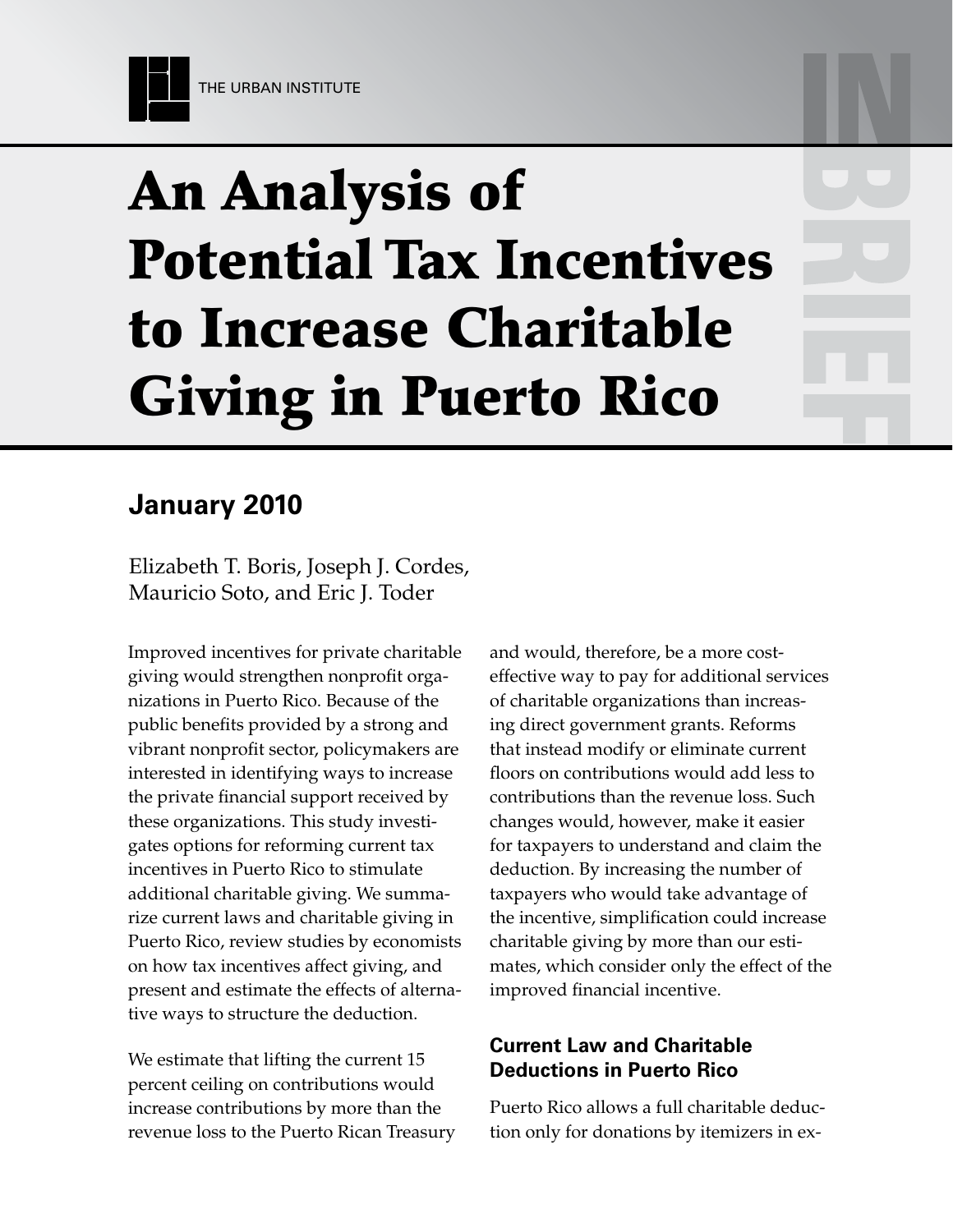THE URBAN INSTITUTE

# An Analysis of Potential Tax Incentives to Increase Charitable Giving in Puerto Rico

IN BRIEF

## January 2010

Elizabeth T. Boris, Joseph J. Cordes, Mauricio Soto, and Eric J. Toder

Improved incentives for private charitable giving would strengthen nonprofit organizations in Puerto Rico. Because of the public benefits provided by a strong and vibrant nonprofit sector, policymakers are interested in identifying ways to increase the private financial support received by these organizations. This study investigates options for reforming current tax incentives in Puerto Rico to stimulate additional charitable giving. We summarize current laws and charitable giving in Puerto Rico, review studies by economists on how tax incentives affect giving, and present and estimate the effects of alternative ways to structure the deduction.

We estimate that lifting the current 15 percent ceiling on contributions would increase contributions by more than the revenue loss to the Puerto Rican Treasury and would, therefore, be a more cost-effective way to pay for additional services of charitable organizations than increasing direct government grants. Reforms that instead modify or eliminate current floors on contributions would add less to contributions than the revenue loss. Such changes would, however, make it easier for taxpayers to understand and claim the deduction. By increasing the number of taxpayers who would take advantage of the incentive, simplification could increase charitable giving by more than our estimates, which consider only the effect of the improved financial incentive.

### Current Law and Charitable Deductions in Puerto Rico

Puerto Rico allows a full charitable deduction only for donations by itemizers in ex-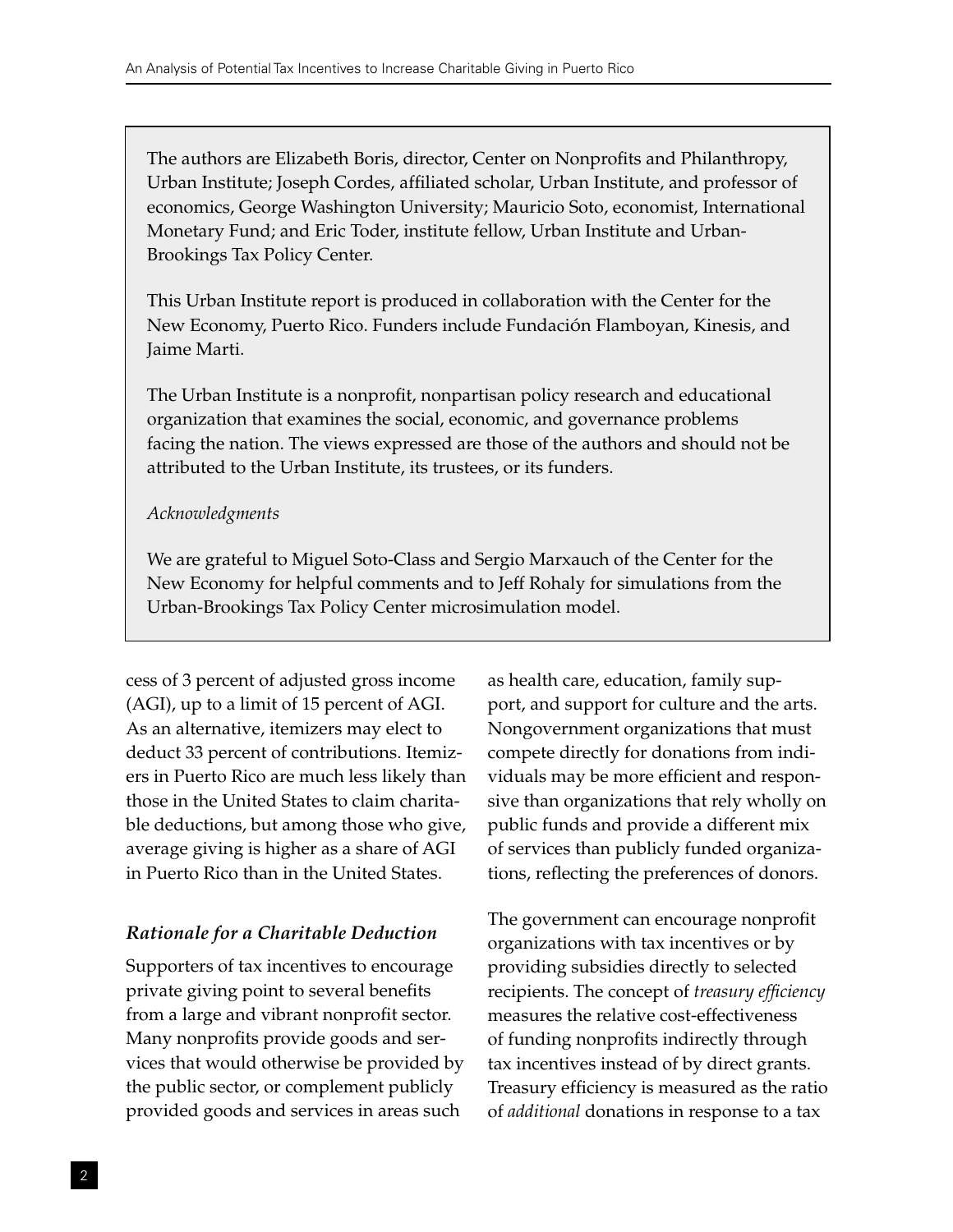The authors are Elizabeth Boris, director, Center on Nonprofits and Philanthropy, Urban Institute; Joseph Cordes, affiliated scholar, Urban Institute, and professor of economics, George Washington University; Mauricio Soto, economist, International Monetary Fund; and Eric Toder, institute fellow, Urban Institute and Urban-Brookings Tax Policy Center.

This Urban Institute report is produced in collaboration with the Center for the New Economy, Puerto Rico. Funders include Fundación Flamboyan, Kinesis, and Jaime Marti.

The Urban Institute is a nonprofit, nonpartisan policy research and educational organization that examines the social, economic, and governance problems facing the nation. The views expressed are those of the authors and should not be attributed to the Urban Institute, its trustees, or its funders.

*Acknowledgments*

We are grateful to Miguel Soto-Class and Sergio Marxauch of the Center for the New Economy for helpful comments and to Jeff Rohaly for simulations from the Urban-Brookings Tax Policy Center microsimulation model.

cess of 3 percent of adjusted gross income (AGI), up to a limit of 15 percent of AGI. As an alternative, itemizers may elect to deduct 33 percent of contributions. Itemizers in Puerto Rico are much less likely than those in the United States to claim charitable deductions, but among those who give, average giving is higher as a share of AGI in Puerto Rico than in the United States.

### *Rationale for a Charitable Deduction*

Supporters of tax incentives to encourage private giving point to several benefits from a large and vibrant nonprofit sector. Many nonprofits provide goods and services that would otherwise be provided by the public sector, or complement publicly provided goods and services in areas such as health care, education, family support, and support for culture and the arts. Nongovernment organizations that must compete directly for donations from individuals may be more efficient and responsive than organizations that rely wholly on public funds and provide a different mix of services than publicly funded organizations, reflecting the preferences of donors.

The government can encourage nonprofit organizations with tax incentives or by providing subsidies directly to selected recipients. The concept of *treasury efficiency* measures the relative cost-effectiveness of funding nonprofits indirectly through tax incentives instead of by direct grants. Treasury efficiency is measured as the ratio of *additional* donations in response to a tax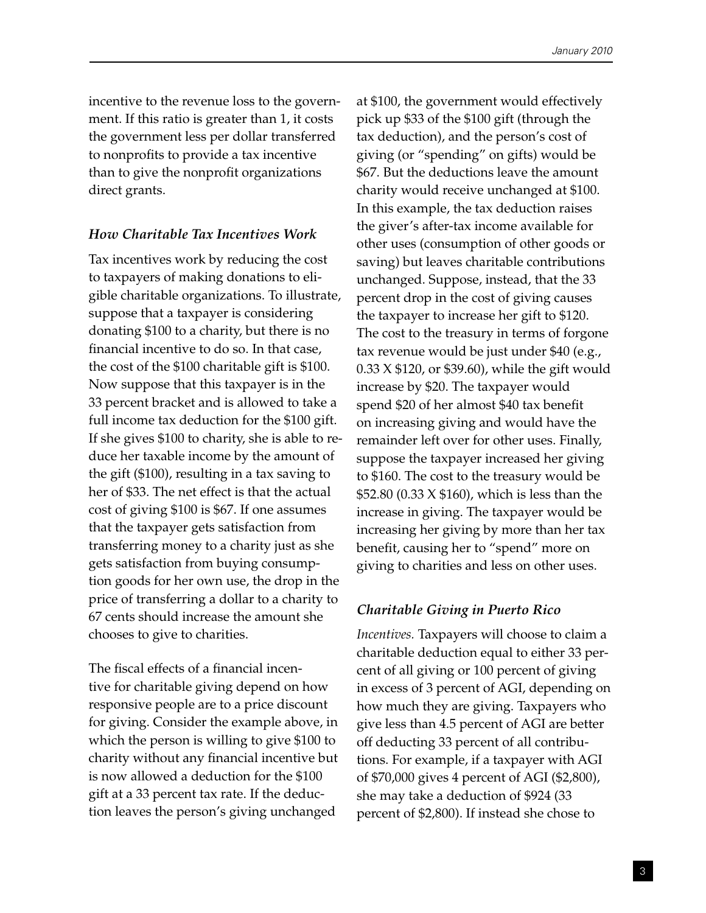incentive to the revenue loss to the government. If this ratio is greater than 1, it costs the government less per dollar transferred to nonprofits to provide a tax incentive than to give the nonprofit organizations direct grants.

### *How Charitable Tax Incentives Work*

Tax incentives work by reducing the cost to taxpayers of making donations to eligible charitable organizations. To illustrate, suppose that a taxpayer is considering donating $100 to a charity, but there is no financial incentive to do so. In that case, the cost of the $100 charitable gift is $100. Now suppose that this taxpayer is in the 33 percent bracket and is allowed to take a full income tax deduction for the $100 gift. If she gives $100 to charity, she is able to reduce her taxable income by the amount of the gift ($100), resulting in a tax saving to her of $33. The net effect is that the actual cost of giving $100 is $67. If one assumes that the taxpayer gets satisfaction from transferring money to a charity just as she gets satisfaction from buying consumption goods for her own use, the drop in the price of transferring a dollar to a charity to 67 cents should increase the amount she chooses to give to charities.

The fiscal effects of a financial incentive for charitable giving depend on how responsive people are to a price discount for giving. Consider the example above, in which the person is willing to give $100 to charity without any financial incentive but is now allowed a deduction for the $100 gift at a 33 percent tax rate. If the deduction leaves the person's giving unchanged at $100, the government would effectively pick up $33 of the $100 gift (through the tax deduction), and the person's cost of giving (or "spending" on gifts) would be $67. But the deductions leave the amount charity would receive unchanged at $100. In this example, the tax deduction raises the giver's after-tax income available for other uses (consumption of other goods or saving) but leaves charitable contributions unchanged. Suppose, instead, that the 33 percent drop in the cost of giving causes the taxpayer to increase her gift to $120. The cost to the treasury in terms of forgone tax revenue would be just under $40 (e.g., 0.33 X $120, or $39.60), while the gift would increase by $20. The taxpayer would spend $20 of her almost $40 tax benefit on increasing giving and would have the remainder left over for other uses. Finally, suppose the taxpayer increased her giving to $160. The cost to the treasury would be $52.80 (0.33 X $160), which is less than the increase in giving. The taxpayer would be increasing her giving by more than her tax benefit, causing her to "spend" more on giving to charities and less on other uses.

### *Charitable Giving in Puerto Rico*

*Incentives.* Taxpayers will choose to claim a charitable deduction equal to either 33 percent of all giving or 100 percent of giving in excess of 3 percent of AGI, depending on how much they are giving. Taxpayers who give less than 4.5 percent of AGI are better off deducting 33 percent of all contributions. For example, if a taxpayer with AGI of $70,000 gives 4 percent of AGI ($2,800), she may take a deduction of $924 (33 percent of $2,800). If instead she chose to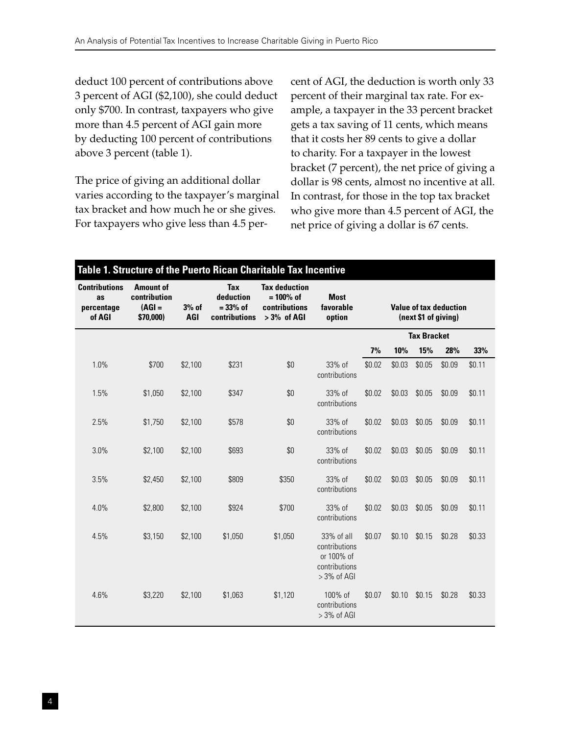deduct 100 percent of contributions above 3 percent of AGI ($2,100), she could deduct only $700. In contrast, taxpayers who give more than 4.5 percent of AGI gain more by deducting 100 percent of contributions above 3 percent (table 1).

The price of giving an additional dollar varies according to the taxpayer's marginal tax bracket and how much he or she gives. For taxpayers who give less than 4.5 percent of AGI, the deduction is worth only 33 percent of their marginal tax rate. For example, a taxpayer in the 33 percent bracket gets a tax saving of 11 cents, which means that it costs her 89 cents to give a dollar to charity. For a taxpayer in the lowest bracket (7 percent), the net price of giving a dollar is 98 cents, almost no incentive at all. In contrast, for those in the top tax bracket who give more than 4.5 percent of AGI, the net price of giving a dollar is 67 cents.

**Table 1. Structure of the Puerto Rican Charitable Tax Incentive**

| Contributions as percentage of AGI | Amount of contribution (AGI = $70,000) | 3% of AGI | Tax deduction = 33% of contributions | Tax deduction = 100% of contributions > 3% of AGI | Most favorable option | Value of tax deduction (next $1 of giving) | | | | |
|---|---|---|---|---|---|---|---|---|---|---|
| | | | | | | Tax Bracket | | | | |
| | | | | | | 7% | 10% | 15% | 28% | 33% |
| 1.0% | $700 | $2,100 | $231 | $0 | 33% of contributions | $0.02 | $0.03 | $0.05 | $0.09 | $0.11 |
| 1.5% | $1,050 | $2,100 | $347 | $0 | 33% of contributions | $0.02 | $0.03 | $0.05 | $0.09 | $0.11 |
| 2.5% | $1,750 | $2,100 | $578 | $0 | 33% of contributions | $0.02 | $0.03 | $0.05 | $0.09 | $0.11 |
| 3.0% | $2,100 | $2,100 | $693 | $0 | 33% of contributions | $0.02 | $0.03 | $0.05 | $0.09 | $0.11 |
| 3.5% | $2,450 | $2,100 | $809 | $350 | 33% of contributions | $0.02 | $0.03 | $0.05 | $0.09 | $0.11 |
| 4.0% | $2,800 | $2,100 | $924 | $700 | 33% of contributions | $0.02 | $0.03 | $0.05 | $0.09 | $0.11 |
| 4.5% | $3,150 | $2,100 | $1,050 | $1,050 | 33% of all contributions or 100% of contributions > 3% of AGI | $0.07 | $0.10 | $0.15 | $0.28 | $0.33 |
| 4.6% | $3,220 | $2,100 | $1,063 | $1,120 | 100% of contributions > 3% of AGI | $0.07 | $0.10 | $0.15 | $0.28 | $0.33 |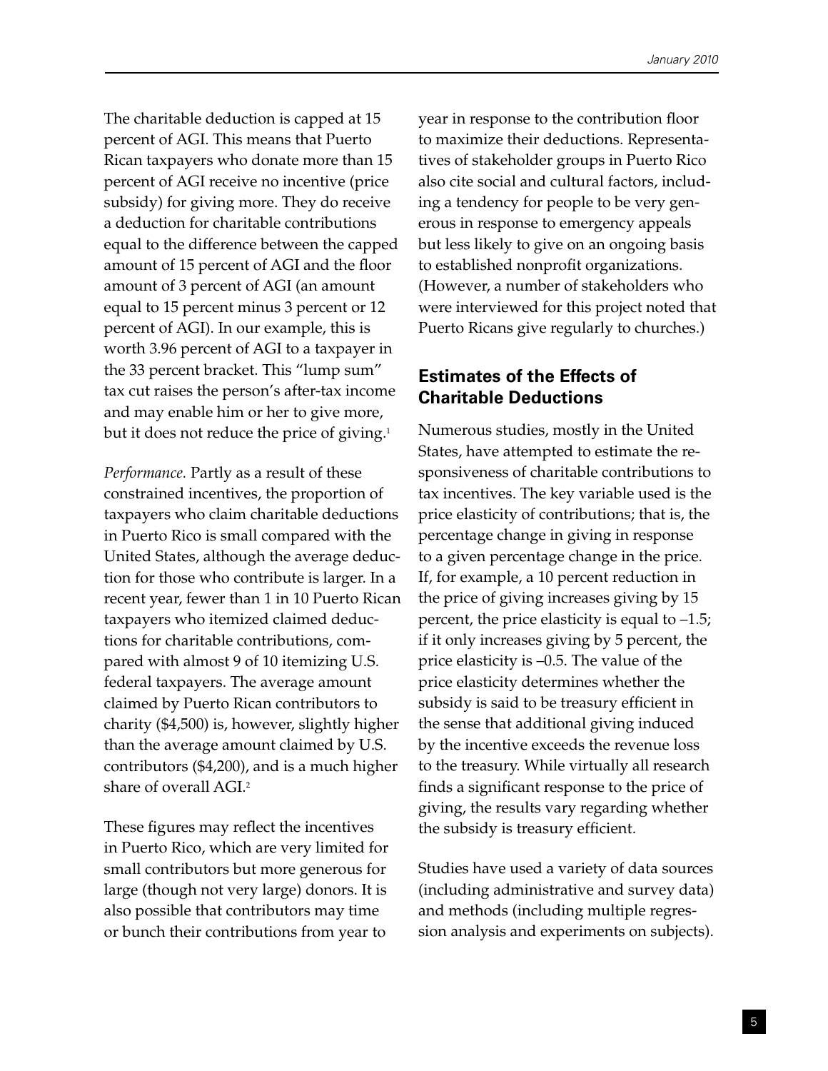The charitable deduction is capped at 15 percent of AGI. This means that Puerto Rican taxpayers who donate more than 15 percent of AGI receive no incentive (price subsidy) for giving more. They do receive a deduction for charitable contributions equal to the difference between the capped amount of 15 percent of AGI and the floor amount of 3 percent of AGI (an amount equal to 15 percent minus 3 percent or 12 percent of AGI). In our example, this is worth 3.96 percent of AGI to a taxpayer in the 33 percent bracket. This "lump sum" tax cut raises the person's after-tax income and may enable him or her to give more, but it does not reduce the price of giving.[1]

*Performance.* Partly as a result of these constrained incentives, the proportion of taxpayers who claim charitable deductions in Puerto Rico is small compared with the United States, although the average deduction for those who contribute is larger. In a recent year, fewer than 1 in 10 Puerto Rican taxpayers who itemized claimed deductions for charitable contributions, compared with almost 9 of 10 itemizing U.S. federal taxpayers. The average amount claimed by Puerto Rican contributors to charity ($4,500) is, however, slightly higher than the average amount claimed by U.S. contributors ($4,200), and is a much higher share of overall AGI.[2]

These figures may reflect the incentives in Puerto Rico, which are very limited for small contributors but more generous for large (though not very large) donors. It is also possible that contributors may time or bunch their contributions from year to year in response to the contribution floor to maximize their deductions. Representatives of stakeholder groups in Puerto Rico also cite social and cultural factors, including a tendency for people to be very generous in response to emergency appeals but less likely to give on an ongoing basis to established nonprofit organizations. (However, a number of stakeholders who were interviewed for this project noted that Puerto Ricans give regularly to churches.)

## Estimates of the Effects of Charitable Deductions

Numerous studies, mostly in the United States, have attempted to estimate the responsiveness of charitable contributions to tax incentives. The key variable used is the price elasticity of contributions; that is, the percentage change in giving in response to a given percentage change in the price. If, for example, a 10 percent reduction in the price of giving increases giving by 15 percent, the price elasticity is equal to –1.5; if it only increases giving by 5 percent, the price elasticity is –0.5. The value of the price elasticity determines whether the subsidy is said to be treasury efficient in the sense that additional giving induced by the incentive exceeds the revenue loss to the treasury. While virtually all research finds a significant response to the price of giving, the results vary regarding whether the subsidy is treasury efficient.

Studies have used a variety of data sources (including administrative and survey data) and methods (including multiple regression analysis and experiments on subjects).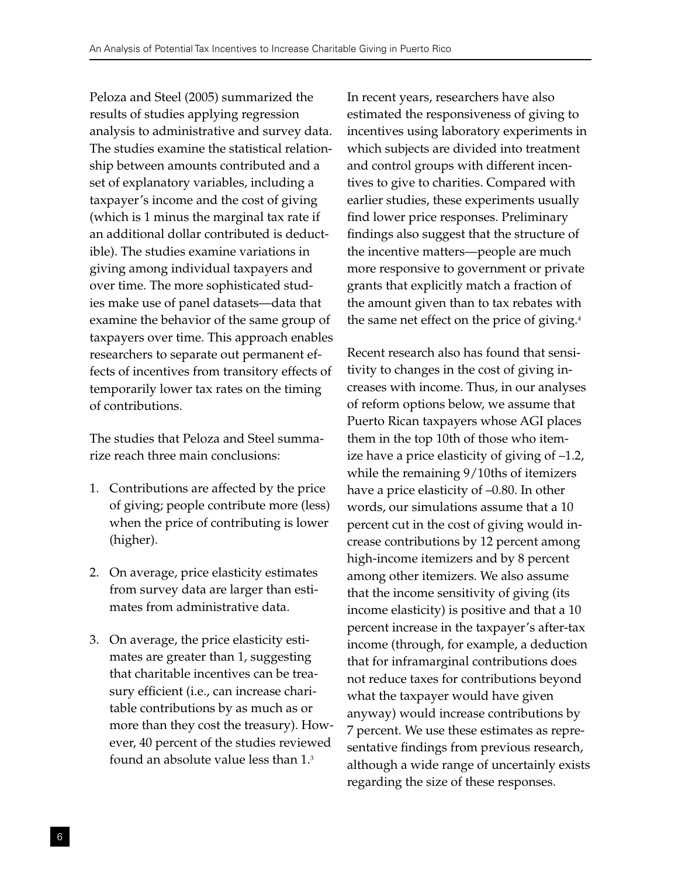Peloza and Steel (2005) summarized the results of studies applying regression analysis to administrative and survey data. The studies examine the statistical relationship between amounts contributed and a set of explanatory variables, including a taxpayer's income and the cost of giving (which is 1 minus the marginal tax rate if an additional dollar contributed is deductible). The studies examine variations in giving among individual taxpayers and over time. The more sophisticated studies make use of panel datasets—data that examine the behavior of the same group of taxpayers over time. This approach enables researchers to separate out permanent effects of incentives from transitory effects of temporarily lower tax rates on the timing of contributions.

The studies that Peloza and Steel summarize reach three main conclusions:

1. Contributions are affected by the price of giving; people contribute more (less) when the price of contributing is lower (higher).

2. On average, price elasticity estimates from survey data are larger than estimates from administrative data.

3. On average, the price elasticity estimates are greater than 1, suggesting that charitable incentives can be treasury efficient (i.e., can increase charitable contributions by as much as or more than they cost the treasury). However, 40 percent of the studies reviewed found an absolute value less than 1.[3]

In recent years, researchers have also estimated the responsiveness of giving to incentives using laboratory experiments in which subjects are divided into treatment and control groups with different incentives to give to charities. Compared with earlier studies, these experiments usually find lower price responses. Preliminary findings also suggest that the structure of the incentive matters—people are much more responsive to government or private grants that explicitly match a fraction of the amount given than to tax rebates with the same net effect on the price of giving.[4]

Recent research also has found that sensitivity to changes in the cost of giving increases with income. Thus, in our analyses of reform options below, we assume that Puerto Rican taxpayers whose AGI places them in the top 10th of those who itemize have a price elasticity of giving of –1.2, while the remaining 9/10ths of itemizers have a price elasticity of –0.80. In other words, our simulations assume that a 10 percent cut in the cost of giving would increase contributions by 12 percent among high-income itemizers and by 8 percent among other itemizers. We also assume that the income sensitivity of giving (its income elasticity) is positive and that a 10 percent increase in the taxpayer's after-tax income (through, for example, a deduction that for inframarginal contributions does not reduce taxes for contributions beyond what the taxpayer would have given anyway) would increase contributions by 7 percent. We use these estimates as representative findings from previous research, although a wide range of uncertainly exists regarding the size of these responses.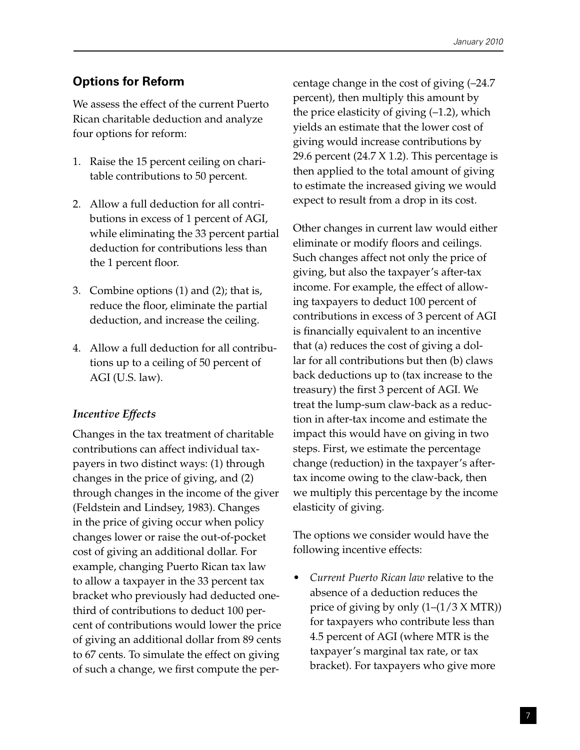## Options for Reform

We assess the effect of the current Puerto Rican charitable deduction and analyze four options for reform:

1. Raise the 15 percent ceiling on charitable contributions to 50 percent.
2. Allow a full deduction for all contributions in excess of 1 percent of AGI, while eliminating the 33 percent partial deduction for contributions less than the 1 percent floor.
3. Combine options (1) and (2); that is, reduce the floor, eliminate the partial deduction, and increase the ceiling.
4. Allow a full deduction for all contributions up to a ceiling of 50 percent of AGI (U.S. law).

### *Incentive Effects*

Changes in the tax treatment of charitable contributions can affect individual taxpayers in two distinct ways: (1) through changes in the price of giving, and (2) through changes in the income of the giver (Feldstein and Lindsey, 1983). Changes in the price of giving occur when policy changes lower or raise the out-of-pocket cost of giving an additional dollar. For example, changing Puerto Rican tax law to allow a taxpayer in the 33 percent tax bracket who previously had deducted one-third of contributions to deduct 100 percent of contributions would lower the price of giving an additional dollar from 89 cents to 67 cents. To simulate the effect on giving of such a change, we first compute the percentage change in the cost of giving (–24.7 percent), then multiply this amount by the price elasticity of giving (–1.2), which yields an estimate that the lower cost of giving would increase contributions by 29.6 percent (24.7 X 1.2). This percentage is then applied to the total amount of giving to estimate the increased giving we would expect to result from a drop in its cost.

Other changes in current law would either eliminate or modify floors and ceilings. Such changes affect not only the price of giving, but also the taxpayer's after-tax income. For example, the effect of allowing taxpayers to deduct 100 percent of contributions in excess of 3 percent of AGI is financially equivalent to an incentive that (a) reduces the cost of giving a dollar for all contributions but then (b) claws back deductions up to (tax increase to the treasury) the first 3 percent of AGI. We treat the lump-sum claw-back as a reduction in after-tax income and estimate the impact this would have on giving in two steps. First, we estimate the percentage change (reduction) in the taxpayer's after-tax income owing to the claw-back, then we multiply this percentage by the income elasticity of giving.

The options we consider would have the following incentive effects:

- *Current Puerto Rican law* relative to the absence of a deduction reduces the price of giving by only (1–(1/3 X MTR)) for taxpayers who contribute less than 4.5 percent of AGI (where MTR is the taxpayer's marginal tax rate, or tax bracket). For taxpayers who give more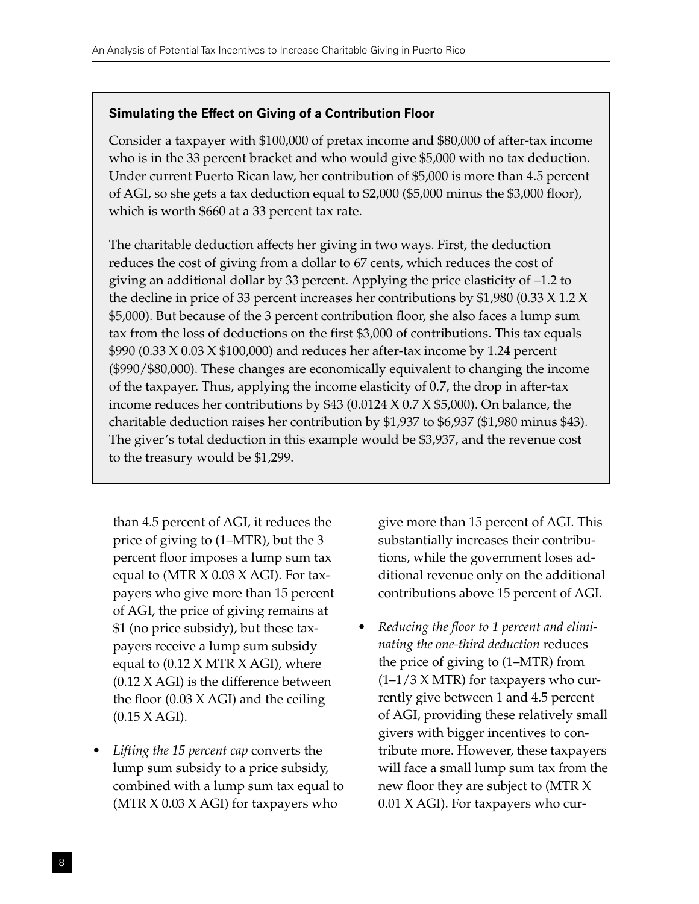### Simulating the Effect on Giving of a Contribution Floor

Consider a taxpayer with \$100,000 of pretax income and \$80,000 of after-tax income who is in the 33 percent bracket and who would give \$5,000 with no tax deduction. Under current Puerto Rican law, her contribution of \$5,000 is more than 4.5 percent of AGI, so she gets a tax deduction equal to \$2,000 (\$5,000 minus the \$3,000 floor), which is worth \$660 at a 33 percent tax rate.

The charitable deduction affects her giving in two ways. First, the deduction reduces the cost of giving from a dollar to 67 cents, which reduces the cost of giving an additional dollar by 33 percent. Applying the price elasticity of –1.2 to the decline in price of 33 percent increases her contributions by \$1,980 (0.33 X 1.2 X \$5,000). But because of the 3 percent contribution floor, she also faces a lump sum tax from the loss of deductions on the first \$3,000 of contributions. This tax equals \$990 (0.33 X 0.03 X \$100,000) and reduces her after-tax income by 1.24 percent (\$990/\$80,000). These changes are economically equivalent to changing the income of the taxpayer. Thus, applying the income elasticity of 0.7, the drop in after-tax income reduces her contributions by \$43 (0.0124 X 0.7 X \$5,000). On balance, the charitable deduction raises her contribution by \$1,937 to \$6,937 (\$1,980 minus \$43). The giver's total deduction in this example would be \$3,937, and the revenue cost to the treasury would be \$1,299.

than 4.5 percent of AGI, it reduces the price of giving to (1–MTR), but the 3 percent floor imposes a lump sum tax equal to (MTR X 0.03 X AGI). For taxpayers who give more than 15 percent of AGI, the price of giving remains at \$1 (no price subsidy), but these taxpayers receive a lump sum subsidy equal to (0.12 X MTR X AGI), where (0.12 X AGI) is the difference between the floor (0.03 X AGI) and the ceiling (0.15 X AGI).

- *Lifting the 15 percent cap* converts the lump sum subsidy to a price subsidy, combined with a lump sum tax equal to (MTR X 0.03 X AGI) for taxpayers who give more than 15 percent of AGI. This substantially increases their contributions, while the government loses additional revenue only on the additional contributions above 15 percent of AGI.
- *Reducing the floor to 1 percent and eliminating the one-third deduction* reduces the price of giving to (1–MTR) from (1–1/3 X MTR) for taxpayers who currently give between 1 and 4.5 percent of AGI, providing these relatively small givers with bigger incentives to contribute more. However, these taxpayers will face a small lump sum tax from the new floor they are subject to (MTR X 0.01 X AGI). For taxpayers who cur-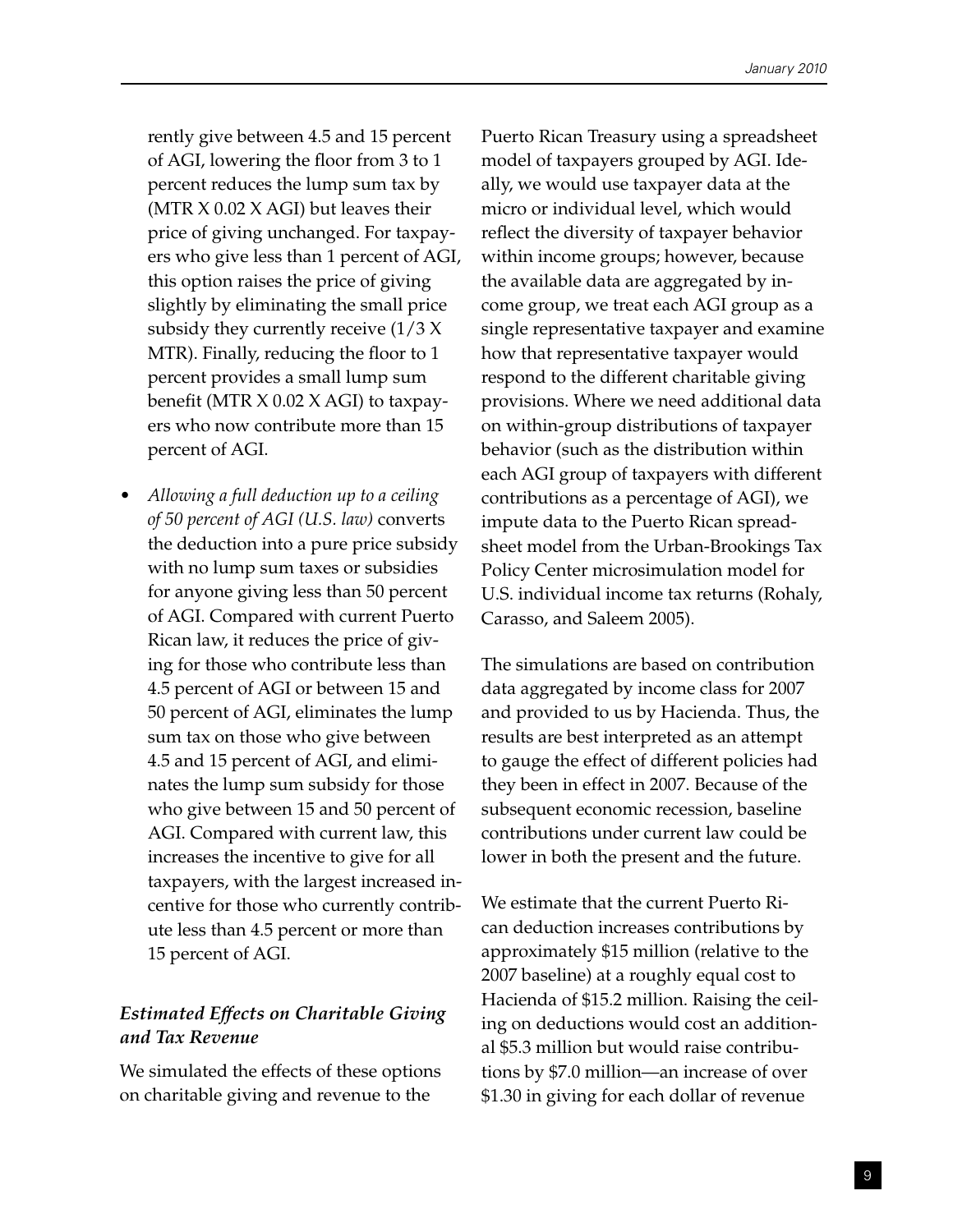rently give between 4.5 and 15 percent of AGI, lowering the floor from 3 to 1 percent reduces the lump sum tax by (MTR X 0.02 X AGI) but leaves their price of giving unchanged. For taxpayers who give less than 1 percent of AGI, this option raises the price of giving slightly by eliminating the small price subsidy they currently receive (1/3 X MTR). Finally, reducing the floor to 1 percent provides a small lump sum benefit (MTR X 0.02 X AGI) to taxpayers who now contribute more than 15 percent of AGI.

- *Allowing a full deduction up to a ceiling of 50 percent of AGI (U.S. law)* converts the deduction into a pure price subsidy with no lump sum taxes or subsidies for anyone giving less than 50 percent of AGI. Compared with current Puerto Rican law, it reduces the price of giving for those who contribute less than 4.5 percent of AGI or between 15 and 50 percent of AGI, eliminates the lump sum tax on those who give between 4.5 and 15 percent of AGI, and eliminates the lump sum subsidy for those who give between 15 and 50 percent of AGI. Compared with current law, this increases the incentive to give for all taxpayers, with the largest increased incentive for those who currently contribute less than 4.5 percent or more than 15 percent of AGI.

### *Estimated Effects on Charitable Giving and Tax Revenue*

We simulated the effects of these options on charitable giving and revenue to the Puerto Rican Treasury using a spreadsheet model of taxpayers grouped by AGI. Ideally, we would use taxpayer data at the micro or individual level, which would reflect the diversity of taxpayer behavior within income groups; however, because the available data are aggregated by income group, we treat each AGI group as a single representative taxpayer and examine how that representative taxpayer would respond to the different charitable giving provisions. Where we need additional data on within-group distributions of taxpayer behavior (such as the distribution within each AGI group of taxpayers with different contributions as a percentage of AGI), we impute data to the Puerto Rican spreadsheet model from the Urban-Brookings Tax Policy Center microsimulation model for U.S. individual income tax returns (Rohaly, Carasso, and Saleem 2005).

The simulations are based on contribution data aggregated by income class for 2007 and provided to us by Hacienda. Thus, the results are best interpreted as an attempt to gauge the effect of different policies had they been in effect in 2007. Because of the subsequent economic recession, baseline contributions under current law could be lower in both the present and the future.

We estimate that the current Puerto Rican deduction increases contributions by approximately $15 million (relative to the 2007 baseline) at a roughly equal cost to Hacienda of $15.2 million. Raising the ceiling on deductions would cost an additional $5.3 million but would raise contributions by $7.0 million—an increase of over $1.30 in giving for each dollar of revenue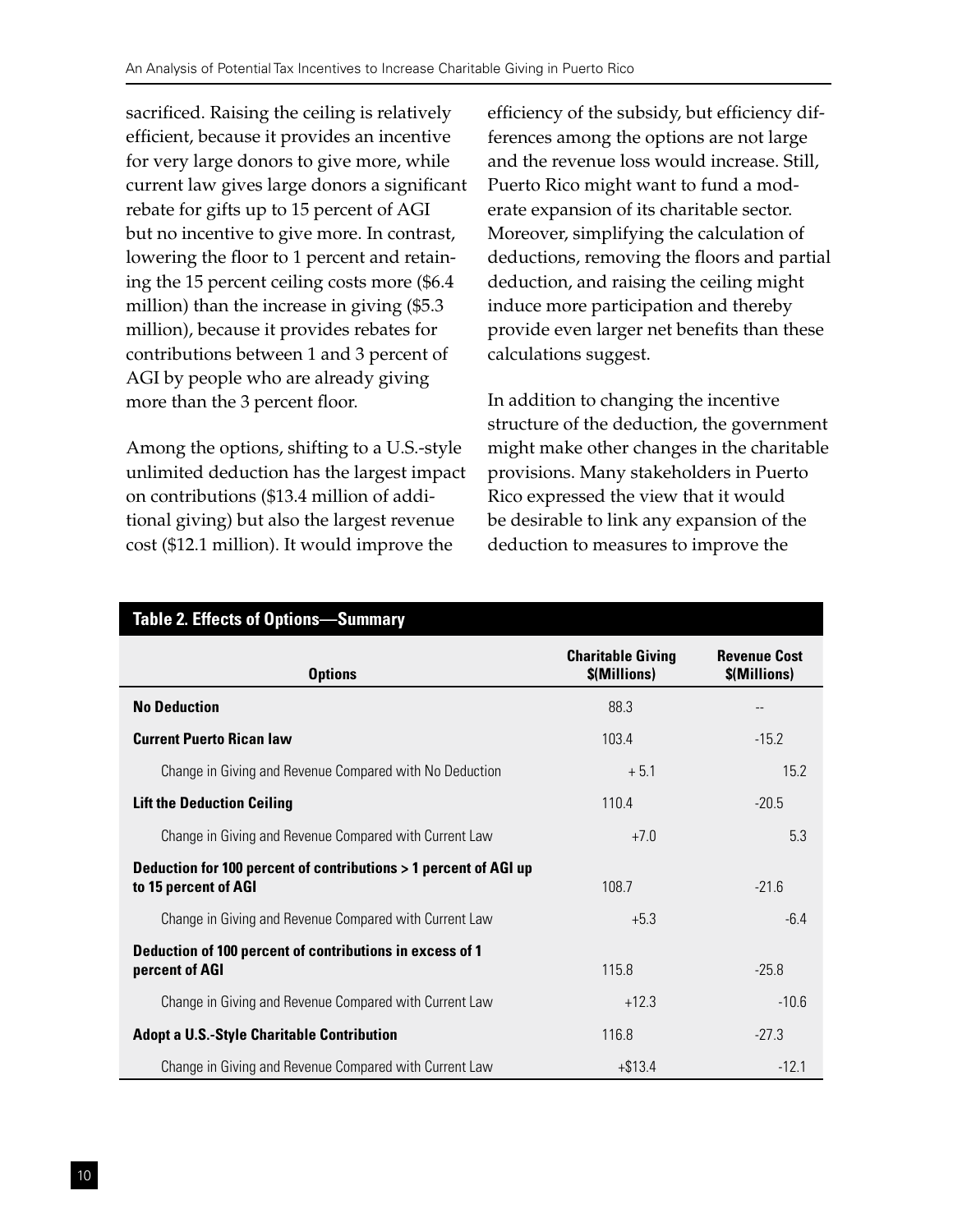sacrificed. Raising the ceiling is relatively efficient, because it provides an incentive for very large donors to give more, while current law gives large donors a significant rebate for gifts up to 15 percent of AGI but no incentive to give more. In contrast, lowering the floor to 1 percent and retaining the 15 percent ceiling costs more ($6.4 million) than the increase in giving ($5.3 million), because it provides rebates for contributions between 1 and 3 percent of AGI by people who are already giving more than the 3 percent floor.

Among the options, shifting to a U.S.-style unlimited deduction has the largest impact on contributions ($13.4 million of additional giving) but also the largest revenue cost ($12.1 million). It would improve the efficiency of the subsidy, but efficiency differences among the options are not large and the revenue loss would increase. Still, Puerto Rico might want to fund a moderate expansion of its charitable sector. Moreover, simplifying the calculation of deductions, removing the floors and partial deduction, and raising the ceiling might induce more participation and thereby provide even larger net benefits than these calculations suggest.

In addition to changing the incentive structure of the deduction, the government might make other changes in the charitable provisions. Many stakeholders in Puerto Rico expressed the view that it would be desirable to link any expansion of the deduction to measures to improve the

**Table 2. Effects of Options—Summary**

| Options | Charitable Giving $(Millions) | Revenue Cost $(Millions) |
|---|---|---|
| **No Deduction** | 88.3 | -- |
| **Current Puerto Rican law** | 103.4 | -15.2 |
| Change in Giving and Revenue Compared with No Deduction | + 5.1 | 15.2 |
| **Lift the Deduction Ceiling** | 110.4 | -20.5 |
| Change in Giving and Revenue Compared with Current Law | +7.0 | 5.3 |
| **Deduction for 100 percent of contributions > 1 percent of AGI up to 15 percent of AGI** | 108.7 | -21.6 |
| Change in Giving and Revenue Compared with Current Law | +5.3 | -6.4 |
| **Deduction of 100 percent of contributions in excess of 1 percent of AGI** | 115.8 | -25.8 |
| Change in Giving and Revenue Compared with Current Law | +12.3 | -10.6 |
| **Adopt a U.S.-Style Charitable Contribution** | 116.8 | -27.3 |
| Change in Giving and Revenue Compared with Current Law | +$13.4 | -12.1 |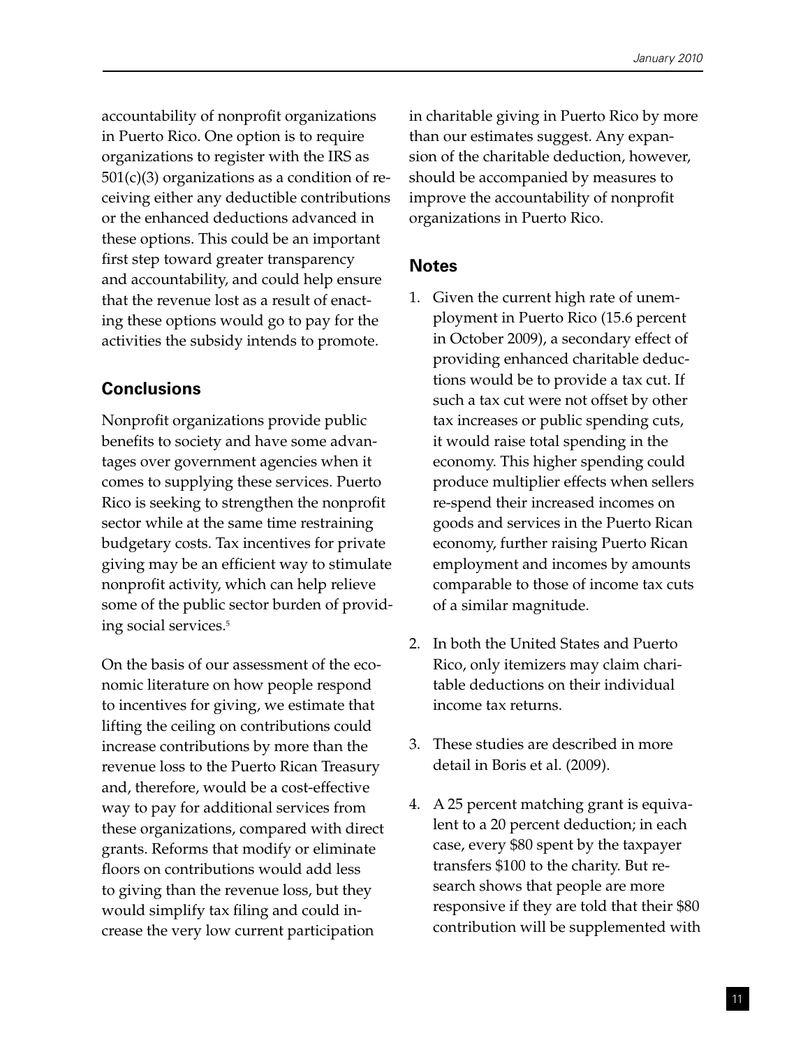accountability of nonprofit organizations in Puerto Rico. One option is to require organizations to register with the IRS as 501(c)(3) organizations as a condition of receiving either any deductible contributions or the enhanced deductions advanced in these options. This could be an important first step toward greater transparency and accountability, and could help ensure that the revenue lost as a result of enacting these options would go to pay for the activities the subsidy intends to promote.

## Conclusions

Nonprofit organizations provide public benefits to society and have some advantages over government agencies when it comes to supplying these services. Puerto Rico is seeking to strengthen the nonprofit sector while at the same time restraining budgetary costs. Tax incentives for private giving may be an efficient way to stimulate nonprofit activity, which can help relieve some of the public sector burden of providing social services.[5]

On the basis of our assessment of the economic literature on how people respond to incentives for giving, we estimate that lifting the ceiling on contributions could increase contributions by more than the revenue loss to the Puerto Rican Treasury and, therefore, would be a cost-effective way to pay for additional services from these organizations, compared with direct grants. Reforms that modify or eliminate floors on contributions would add less to giving than the revenue loss, but they would simplify tax filing and could increase the very low current participation in charitable giving in Puerto Rico by more than our estimates suggest. Any expansion of the charitable deduction, however, should be accompanied by measures to improve the accountability of nonprofit organizations in Puerto Rico.

## Notes

1. Given the current high rate of unemployment in Puerto Rico (15.6 percent in October 2009), a secondary effect of providing enhanced charitable deductions would be to provide a tax cut. If such a tax cut were not offset by other tax increases or public spending cuts, it would raise total spending in the economy. This higher spending could produce multiplier effects when sellers re-spend their increased incomes on goods and services in the Puerto Rican economy, further raising Puerto Rican employment and incomes by amounts comparable to those of income tax cuts of a similar magnitude.

2. In both the United States and Puerto Rico, only itemizers may claim charitable deductions on their individual income tax returns.

3. These studies are described in more detail in Boris et al. (2009).

4. A 25 percent matching grant is equivalent to a 20 percent deduction; in each case, every $80 spent by the taxpayer transfers $100 to the charity. But research shows that people are more responsive if they are told that their $80 contribution will be supplemented with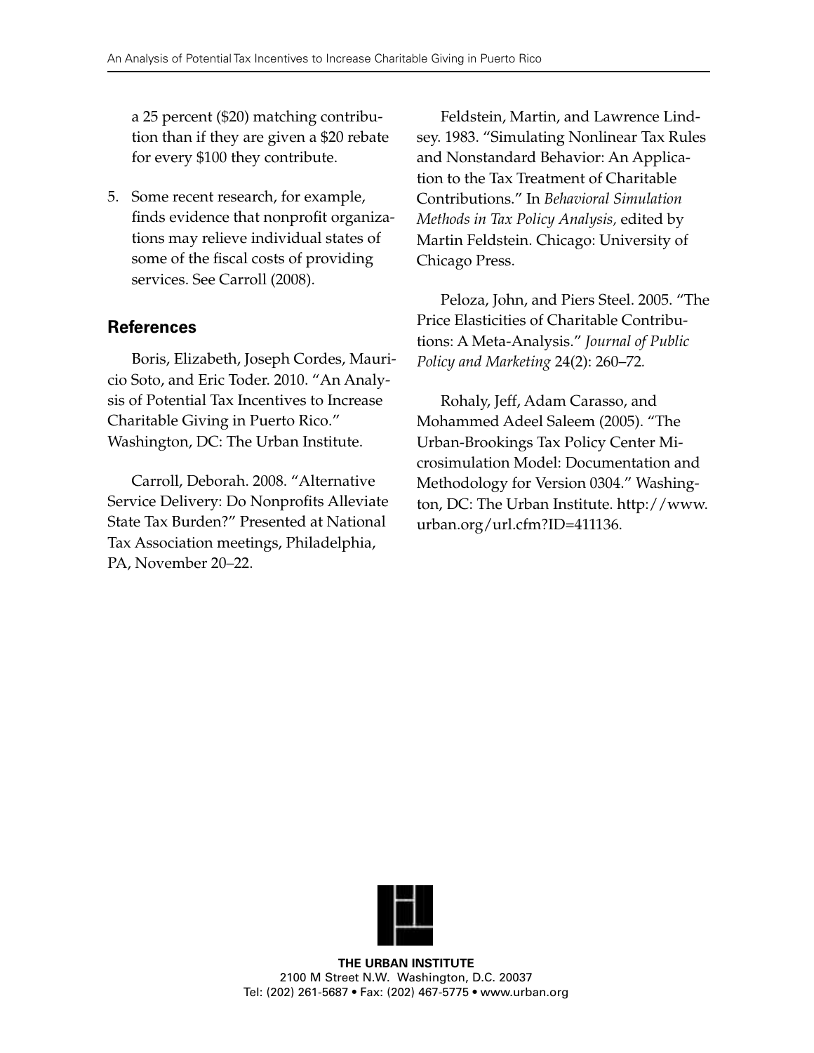a 25 percent ($20) matching contribution than if they are given a $20 rebate for every $100 they contribute.

5. Some recent research, for example, finds evidence that nonprofit organizations may relieve individual states of some of the fiscal costs of providing services. See Carroll (2008).

## References

Boris, Elizabeth, Joseph Cordes, Mauricio Soto, and Eric Toder. 2010. "An Analysis of Potential Tax Incentives to Increase Charitable Giving in Puerto Rico." Washington, DC: The Urban Institute.

Carroll, Deborah. 2008. "Alternative Service Delivery: Do Nonprofits Alleviate State Tax Burden?" Presented at National Tax Association meetings, Philadelphia, PA, November 20–22.

Feldstein, Martin, and Lawrence Lindsey. 1983. "Simulating Nonlinear Tax Rules and Nonstandard Behavior: An Application to the Tax Treatment of Charitable Contributions." In *Behavioral Simulation Methods in Tax Policy Analysis,* edited by Martin Feldstein. Chicago: University of Chicago Press.

Peloza, John, and Piers Steel. 2005. "The Price Elasticities of Charitable Contributions: A Meta-Analysis." *Journal of Public Policy and Marketing* 24(2): 260–72.

Rohaly, Jeff, Adam Carasso, and Mohammed Adeel Saleem (2005). "The Urban-Brookings Tax Policy Center Microsimulation Model: Documentation and Methodology for Version 0304." Washington, DC: The Urban Institute. http://www.urban.org/url.cfm?ID=411136.

**THE URBAN INSTITUTE**
2100 M Street N.W. Washington, D.C. 20037
Tel: (202) 261-5687 • Fax: (202) 467-5775 • www.urban.org